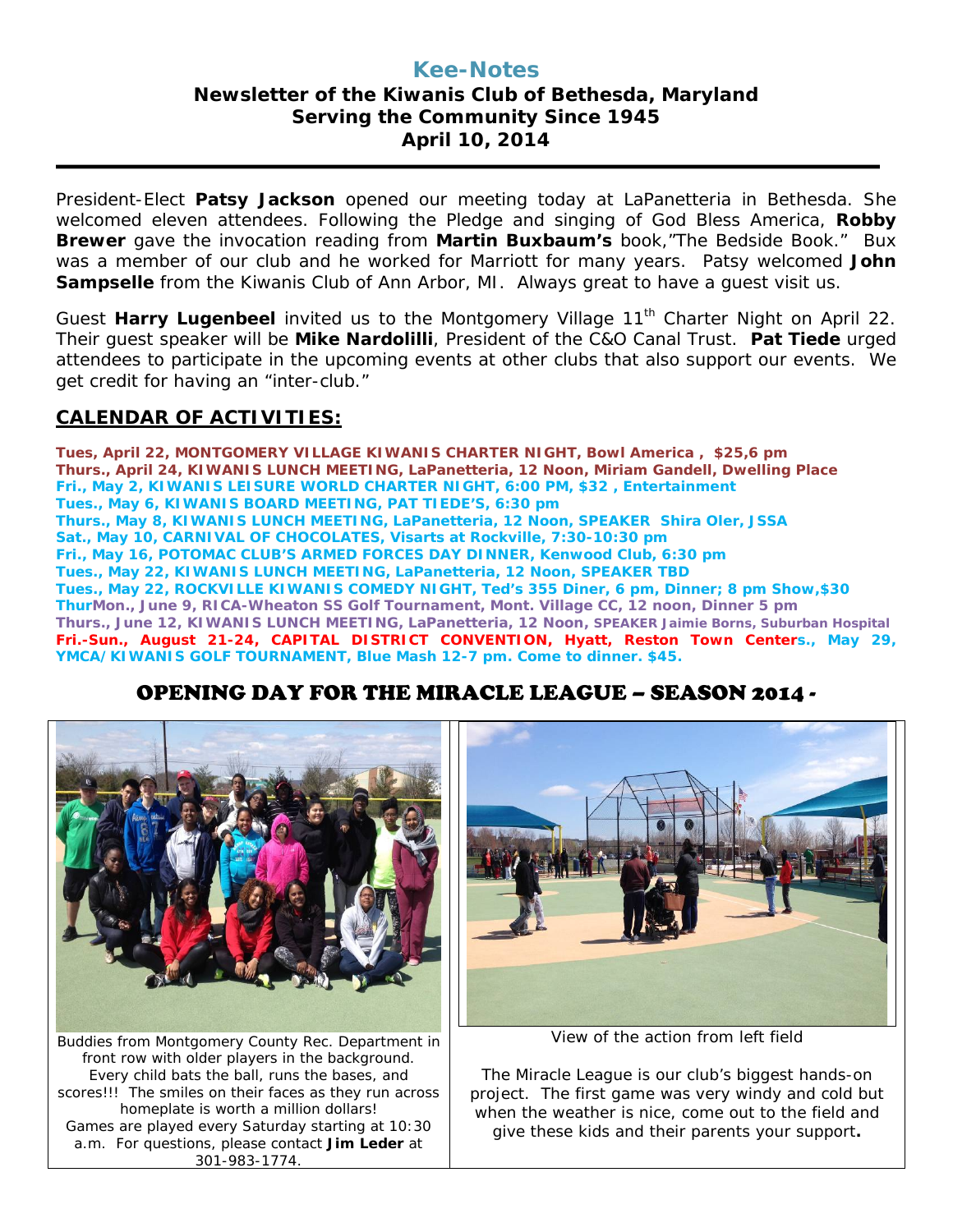# Kee-Notes

## Newsletter of the Kiwanis Club of Bethesda, Maryland
## Serving the Community Since 1945
## April 10, 2014

President-Elect **Patsy Jackson** opened our meeting today at LaPanetteria in Bethesda. She welcomed eleven attendees. Following the Pledge and singing of God Bless America, **Robby Brewer** gave the invocation reading from **Martin Buxbaum's** book,"The Bedside Book." Bux was a member of our club and he worked for Marriott for many years. Patsy welcomed **John Sampselle** from the Kiwanis Club of Ann Arbor, MI. Always great to have a guest visit us.

Guest **Harry Lugenbeel** invited us to the Montgomery Village 11th Charter Night on April 22. Their guest speaker will be **Mike Nardolilli**, President of the C&O Canal Trust. **Pat Tiede** urged attendees to participate in the upcoming events at other clubs that also support our events. We get credit for having an "inter-club."

## CALENDAR OF ACTIVITIES:

**Tues, April 22, MONTGOMERY VILLAGE KIWANIS CHARTER NIGHT, Bowl America , $25,6 pm**
**Thurs., April 24, KIWANIS LUNCH MEETING, LaPanetteria, 12 Noon, Miriam Gandell, Dwelling Place**
**Fri., May 2, KIWANIS LEISURE WORLD CHARTER NIGHT, 6:00 PM, $32 , Entertainment**
**Tues., May 6, KIWANIS BOARD MEETING, PAT TIEDE'S, 6:30 pm**
**Thurs., May 8, KIWANIS LUNCH MEETING, LaPanetteria, 12 Noon, SPEAKER Shira Oler, JSSA**
**Sat., May 10, CARNIVAL OF CHOCOLATES, Visarts at Rockville, 7:30-10:30 pm**
**Fri., May 16, POTOMAC CLUB'S ARMED FORCES DAY DINNER, Kenwood Club, 6:30 pm**
**Tues., May 22, KIWANIS LUNCH MEETING, LaPanetteria, 12 Noon, SPEAKER TBD**
**Tues., May 22, ROCKVILLE KIWANIS COMEDY NIGHT, Ted's 355 Diner, 6 pm, Dinner; 8 pm Show,$30**
**ThurMon., June 9, RICA-Wheaton SS Golf Tournament, Mont. Village CC, 12 noon, Dinner 5 pm**
**Thurs., June 12, KIWANIS LUNCH MEETING, LaPanetteria, 12 Noon, SPEAKER Jaimie Borns, Suburban Hospital**
**Fri.-Sun., August 21-24, CAPITAL DISTRICT CONVENTION, Hyatt, Reston Town Centers., May 29, YMCA/KIWANIS GOLF TOURNAMENT, Blue Mash 12-7 pm. Come to dinner. $45.**

## OPENING DAY FOR THE MIRACLE LEAGUE – SEASON 2014 -

Buddies from Montgomery County Rec. Department in front row with older players in the background. Every child bats the ball, runs the bases, and scores!!! The smiles on their faces as they run across homeplate is worth a million dollars! Games are played every Saturday starting at 10:30 a.m. For questions, please contact **Jim Leder** at 301-983-1774.

View of the action from left field

The Miracle League is our club's biggest hands-on project. The first game was very windy and cold but when the weather is nice, come out to the field and give these kids and their parents your support**.**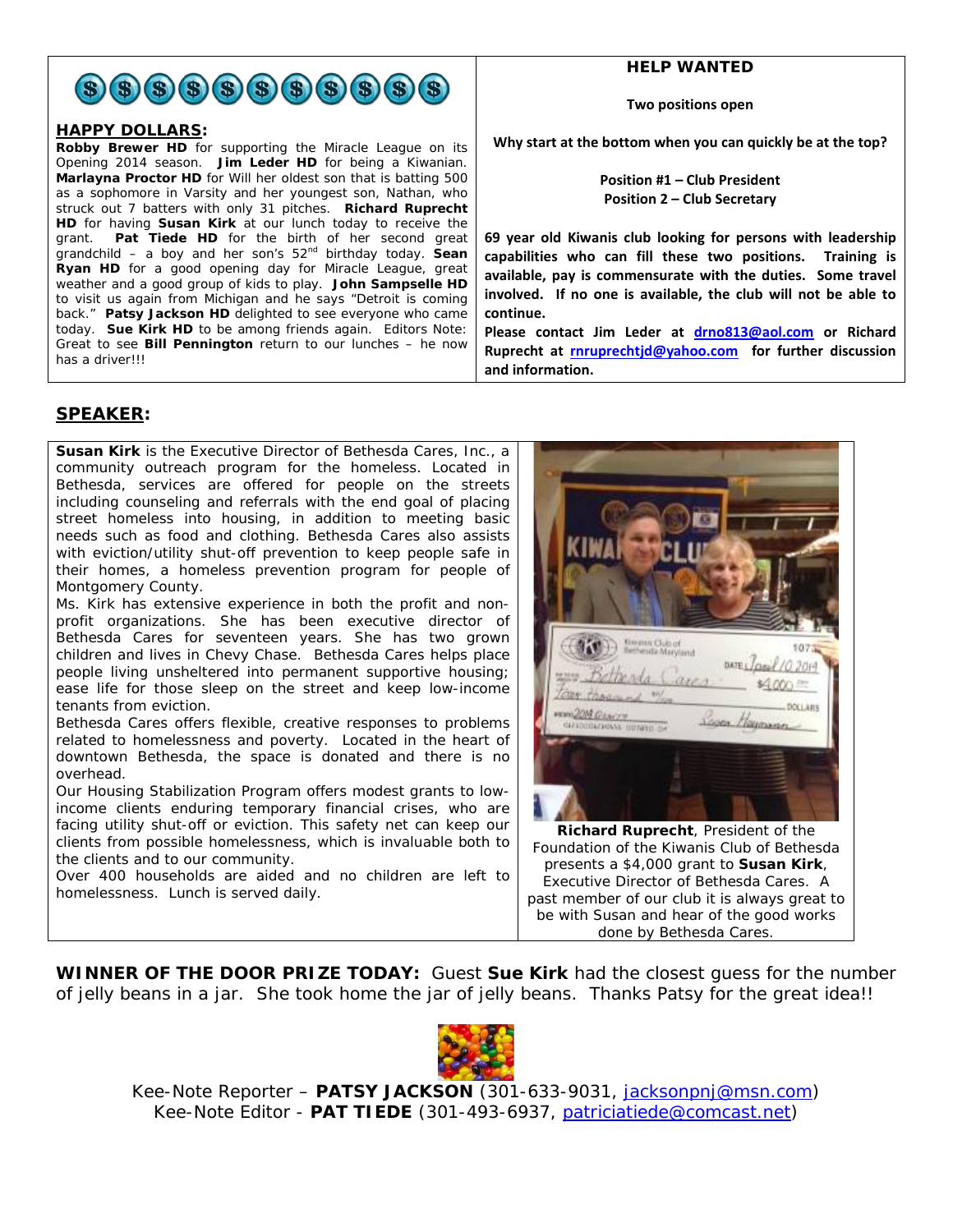## HAPPY DOLLARS:

**Robby Brewer HD** for supporting the Miracle League on its Opening 2014 season. **Jim Leder HD** for being a Kiwanian. **Marlayna Proctor HD** for Will her oldest son that is batting 500 as a sophomore in Varsity and her youngest son, Nathan, who struck out 7 batters with only 31 pitches. **Richard Ruprecht HD** for having **Susan Kirk** at our lunch today to receive the grant. **Pat Tiede HD** for the birth of her second great grandchild – a boy and her son's 52nd birthday today. **Sean Ryan HD** for a good opening day for Miracle League, great weather and a good group of kids to play. **John Sampselle HD** to visit us again from Michigan and he says "Detroit is coming back." **Patsy Jackson HD** delighted to see everyone who came today. **Sue Kirk HD** to be among friends again. Editors Note: Great to see **Bill Pennington** return to our lunches – he now has a driver!!!

## HELP WANTED

**Two positions open**

**Why start at the bottom when you can quickly be at the top?**

**Position #1 – Club President**
**Position 2 – Club Secretary**

**69 year old Kiwanis club looking for persons with leadership capabilities who can fill these two positions. Training is available, pay is commensurate with the duties. Some travel involved. If no one is available, the club will not be able to continue.**

**Please contact Jim Leder at drno813@aol.com or Richard Ruprecht at rnruprechtjd@yahoo.com for further discussion and information.**

## SPEAKER:

**Susan Kirk** is the Executive Director of Bethesda Cares, Inc., a community outreach program for the homeless. Located in Bethesda, services are offered for people on the streets including counseling and referrals with the end goal of placing street homeless into housing, in addition to meeting basic needs such as food and clothing. Bethesda Cares also assists with eviction/utility shut-off prevention to keep people safe in their homes, a homeless prevention program for people of Montgomery County.

Ms. Kirk has extensive experience in both the profit and non-profit organizations. She has been executive director of Bethesda Cares for seventeen years. She has two grown children and lives in Chevy Chase. Bethesda Cares helps place people living unsheltered into permanent supportive housing; ease life for those sleep on the street and keep low-income tenants from eviction.

Bethesda Cares offers flexible, creative responses to problems related to homelessness and poverty. Located in the heart of downtown Bethesda, the space is donated and there is no overhead.

Our Housing Stabilization Program offers modest grants to low-income clients enduring temporary financial crises, who are facing utility shut-off or eviction. This safety net can keep our clients from possible homelessness, which is invaluable both to the clients and to our community.

Over 400 households are aided and no children are left to homelessness. Lunch is served daily.

**Richard Ruprecht**, President of the Foundation of the Kiwanis Club of Bethesda presents a $4,000 grant to **Susan Kirk**, Executive Director of Bethesda Cares. A past member of our club it is always great to be with Susan and hear of the good works done by Bethesda Cares.

**WINNER OF THE DOOR PRIZE TODAY:** Guest **Sue Kirk** had the closest guess for the number of jelly beans in a jar. She took home the jar of jelly beans. Thanks Patsy for the great idea!!

Kee-Note Reporter – **PATSY JACKSON** (301-633-9031, jacksonpnj@msn.com)
Kee-Note Editor - **PAT TIEDE** (301-493-6937, patriciatiede@comcast.net)